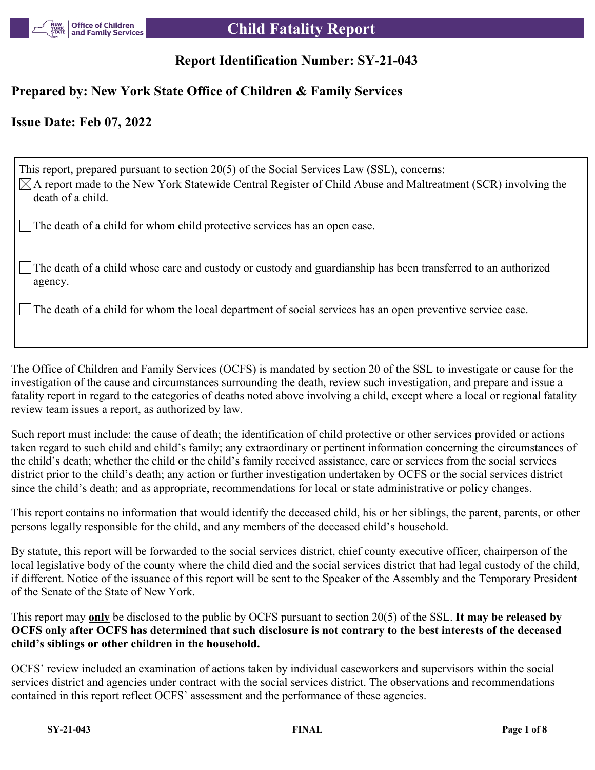# Child Fatality Report

## Report Identification Number: SY-21-043

## Prepared by: New York State Office of Children & Family Services

## Issue Date: Feb 07, 2022

This report, prepared pursuant to section 20(5) of the Social Services Law (SSL), concerns:

- [x] A report made to the New York Statewide Central Register of Child Abuse and Maltreatment (SCR) involving the death of a child.
- [ ] The death of a child for whom child protective services has an open case.
- [ ] The death of a child whose care and custody or custody and guardianship has been transferred to an authorized agency.
- [ ] The death of a child for whom the local department of social services has an open preventive service case.

The Office of Children and Family Services (OCFS) is mandated by section 20 of the SSL to investigate or cause for the investigation of the cause and circumstances surrounding the death, review such investigation, and prepare and issue a fatality report in regard to the categories of deaths noted above involving a child, except where a local or regional fatality review team issues a report, as authorized by law.

Such report must include: the cause of death; the identification of child protective or other services provided or actions taken regard to such child and child's family; any extraordinary or pertinent information concerning the circumstances of the child's death; whether the child or the child's family received assistance, care or services from the social services district prior to the child's death; any action or further investigation undertaken by OCFS or the social services district since the child's death; and as appropriate, recommendations for local or state administrative or policy changes.

This report contains no information that would identify the deceased child, his or her siblings, the parent, parents, or other persons legally responsible for the child, and any members of the deceased child's household.

By statute, this report will be forwarded to the social services district, chief county executive officer, chairperson of the local legislative body of the county where the child died and the social services district that had legal custody of the child, if different. Notice of the issuance of this report will be sent to the Speaker of the Assembly and the Temporary President of the Senate of the State of New York.

This report may **only** be disclosed to the public by OCFS pursuant to section 20(5) of the SSL. **It may be released by OCFS only after OCFS has determined that such disclosure is not contrary to the best interests of the deceased child's siblings or other children in the household.**

OCFS' review included an examination of actions taken by individual caseworkers and supervisors within the social services district and agencies under contract with the social services district. The observations and recommendations contained in this report reflect OCFS' assessment and the performance of these agencies.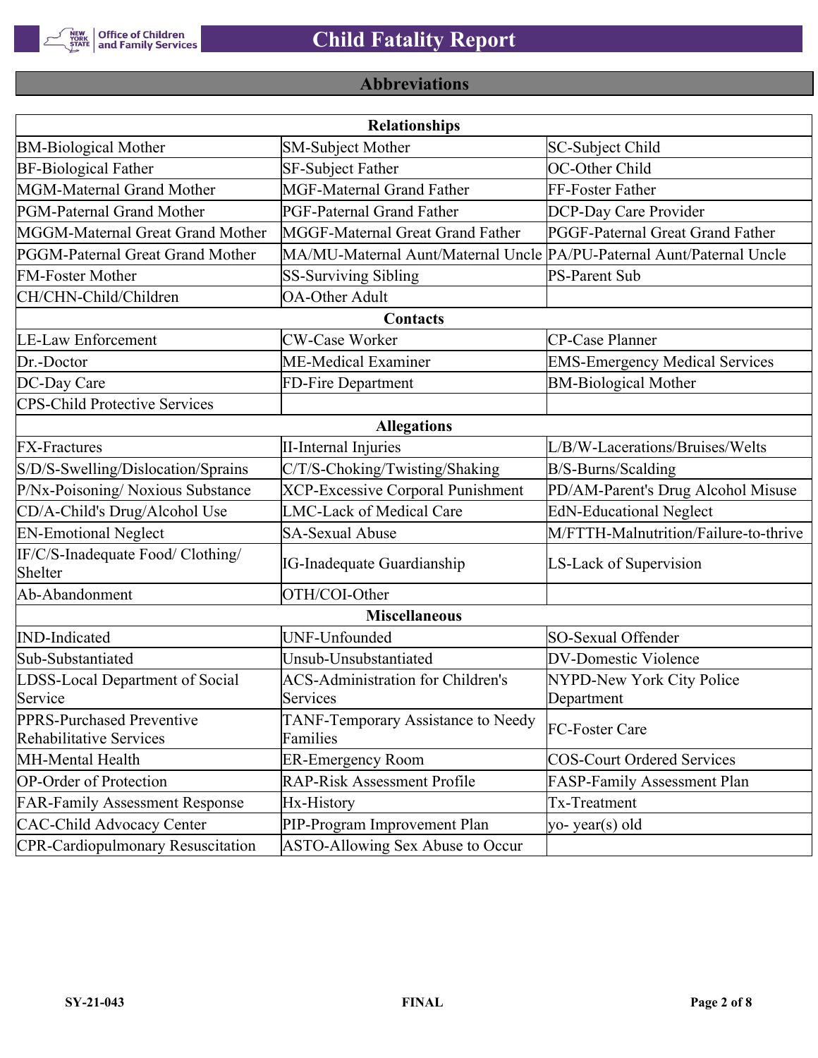## Abbreviations

| Relationships | | |
|---|---|---|
| BM-Biological Mother | SM-Subject Mother | SC-Subject Child |
| BF-Biological Father | SF-Subject Father | OC-Other Child |
| MGM-Maternal Grand Mother | MGF-Maternal Grand Father | FF-Foster Father |
| PGM-Paternal Grand Mother | PGF-Paternal Grand Father | DCP-Day Care Provider |
| MGGM-Maternal Great Grand Mother | MGGF-Maternal Great Grand Father | PGGF-Paternal Great Grand Father |
| PGGM-Paternal Great Grand Mother | MA/MU-Maternal Aunt/Maternal Uncle | PA/PU-Paternal Aunt/Paternal Uncle |
| FM-Foster Mother | SS-Surviving Sibling | PS-Parent Sub |
| CH/CHN-Child/Children | OA-Other Adult | |
| **Contacts** | | |
| LE-Law Enforcement | CW-Case Worker | CP-Case Planner |
| Dr.-Doctor | ME-Medical Examiner | EMS-Emergency Medical Services |
| DC-Day Care | FD-Fire Department | BM-Biological Mother |
| CPS-Child Protective Services | | |
| **Allegations** | | |
| FX-Fractures | II-Internal Injuries | L/B/W-Lacerations/Bruises/Welts |
| S/D/S-Swelling/Dislocation/Sprains | C/T/S-Choking/Twisting/Shaking | B/S-Burns/Scalding |
| P/Nx-Poisoning/ Noxious Substance | XCP-Excessive Corporal Punishment | PD/AM-Parent's Drug Alcohol Misuse |
| CD/A-Child's Drug/Alcohol Use | LMC-Lack of Medical Care | EdN-Educational Neglect |
| EN-Emotional Neglect | SA-Sexual Abuse | M/FTTH-Malnutrition/Failure-to-thrive |
| IF/C/S-Inadequate Food/ Clothing/ Shelter | IG-Inadequate Guardianship | LS-Lack of Supervision |
| Ab-Abandonment | OTH/COI-Other | |
| **Miscellaneous** | | |
| IND-Indicated | UNF-Unfounded | SO-Sexual Offender |
| Sub-Substantiated | Unsub-Unsubstantiated | DV-Domestic Violence |
| LDSS-Local Department of Social Service | ACS-Administration for Children's Services | NYPD-New York City Police Department |
| PPRS-Purchased Preventive Rehabilitative Services | TANF-Temporary Assistance to Needy Families | FC-Foster Care |
| MH-Mental Health | ER-Emergency Room | COS-Court Ordered Services |
| OP-Order of Protection | RAP-Risk Assessment Profile | FASP-Family Assessment Plan |
| FAR-Family Assessment Response | Hx-History | Tx-Treatment |
| CAC-Child Advocacy Center | PIP-Program Improvement Plan | yo- year(s) old |
| CPR-Cardiopulmonary Resuscitation | ASTO-Allowing Sex Abuse to Occur | |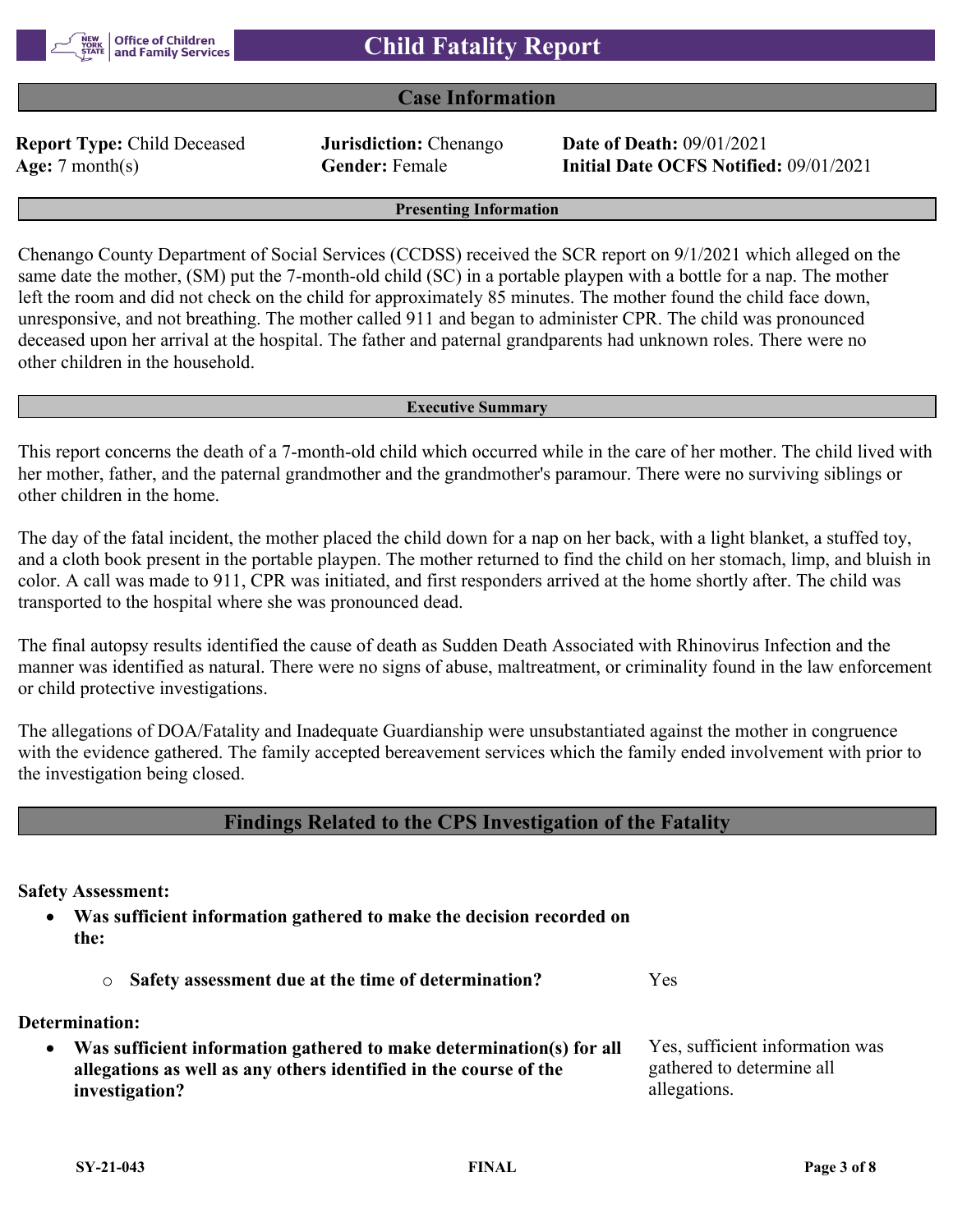# Child Fatality Report

## Case Information

**Report Type:** Child Deceased
**Age:** 7 month(s)
**Jurisdiction:** Chenango
**Gender:** Female
**Date of Death:** 09/01/2021
**Initial Date OCFS Notified:** 09/01/2021

### Presenting Information

Chenango County Department of Social Services (CCDSS) received the SCR report on 9/1/2021 which alleged on the same date the mother, (SM) put the 7-month-old child (SC) in a portable playpen with a bottle for a nap. The mother left the room and did not check on the child for approximately 85 minutes. The mother found the child face down, unresponsive, and not breathing. The mother called 911 and began to administer CPR. The child was pronounced deceased upon her arrival at the hospital. The father and paternal grandparents had unknown roles. There were no other children in the household.

### Executive Summary

This report concerns the death of a 7-month-old child which occurred while in the care of her mother. The child lived with her mother, father, and the paternal grandmother and the grandmother's paramour. There were no surviving siblings or other children in the home.

The day of the fatal incident, the mother placed the child down for a nap on her back, with a light blanket, a stuffed toy, and a cloth book present in the portable playpen. The mother returned to find the child on her stomach, limp, and bluish in color. A call was made to 911, CPR was initiated, and first responders arrived at the home shortly after. The child was transported to the hospital where she was pronounced dead.

The final autopsy results identified the cause of death as Sudden Death Associated with Rhinovirus Infection and the manner was identified as natural. There were no signs of abuse, maltreatment, or criminality found in the law enforcement or child protective investigations.

The allegations of DOA/Fatality and Inadequate Guardianship were unsubstantiated against the mother in congruence with the evidence gathered. The family accepted bereavement services which the family ended involvement with prior to the investigation being closed.

## Findings Related to the CPS Investigation of the Fatality

**Safety Assessment:**

- **Was sufficient information gathered to make the decision recorded on the:**
  - **Safety assessment due at the time of determination?** Yes

**Determination:**

- **Was sufficient information gathered to make determination(s) for all allegations as well as any others identified in the course of the investigation?** Yes, sufficient information was gathered to determine all allegations.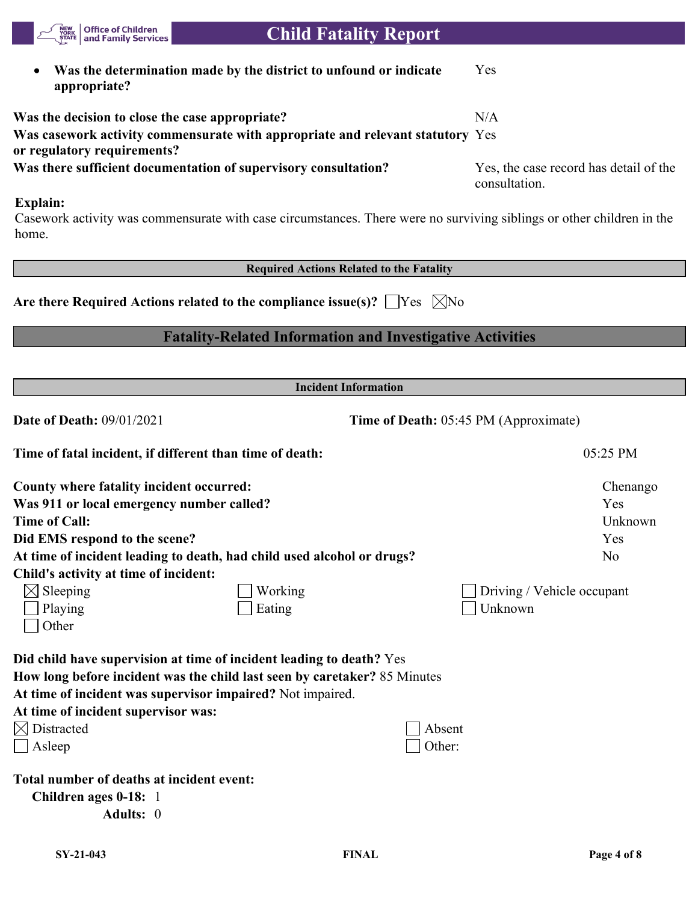- **Was the determination made by the district to unfound or indicate appropriate?** Yes

**Was the decision to close the case appropriate?** N/A

**Was casework activity commensurate with appropriate and relevant statutory or regulatory requirements?** Yes

**Was there sufficient documentation of supervisory consultation?** Yes, the case record has detail of the consultation.

**Explain:**

Casework activity was commensurate with case circumstances. There were no surviving siblings or other children in the home.

### Required Actions Related to the Fatality

**Are there Required Actions related to the compliance issue(s)?** ☐ Yes ☒ No

## Fatality-Related Information and Investigative Activities

### Incident Information

**Date of Death:** 09/01/2021 **Time of Death:** 05:45 PM (Approximate)

**Time of fatal incident, if different than time of death:** 05:25 PM

**County where fatality incident occurred:** Chenango

**Was 911 or local emergency number called?** Yes

**Time of Call:** Unknown

**Did EMS respond to the scene?** Yes

**At time of incident leading to death, had child used alcohol or drugs?** No

**Child's activity at time of incident:**

- ☒ Sleeping
- ☐ Working
- ☐ Driving / Vehicle occupant
- ☐ Playing
- ☐ Eating
- ☐ Unknown
- ☐ Other

**Did child have supervision at time of incident leading to death?** Yes

**How long before incident was the child last seen by caretaker?** 85 Minutes

**At time of incident was supervisor impaired?** Not impaired.

**At time of incident supervisor was:**

- ☒ Distracted
- ☐ Absent
- ☐ Asleep
- ☐ Other:

**Total number of deaths at incident event:**

**Children ages 0-18:** 1

**Adults:** 0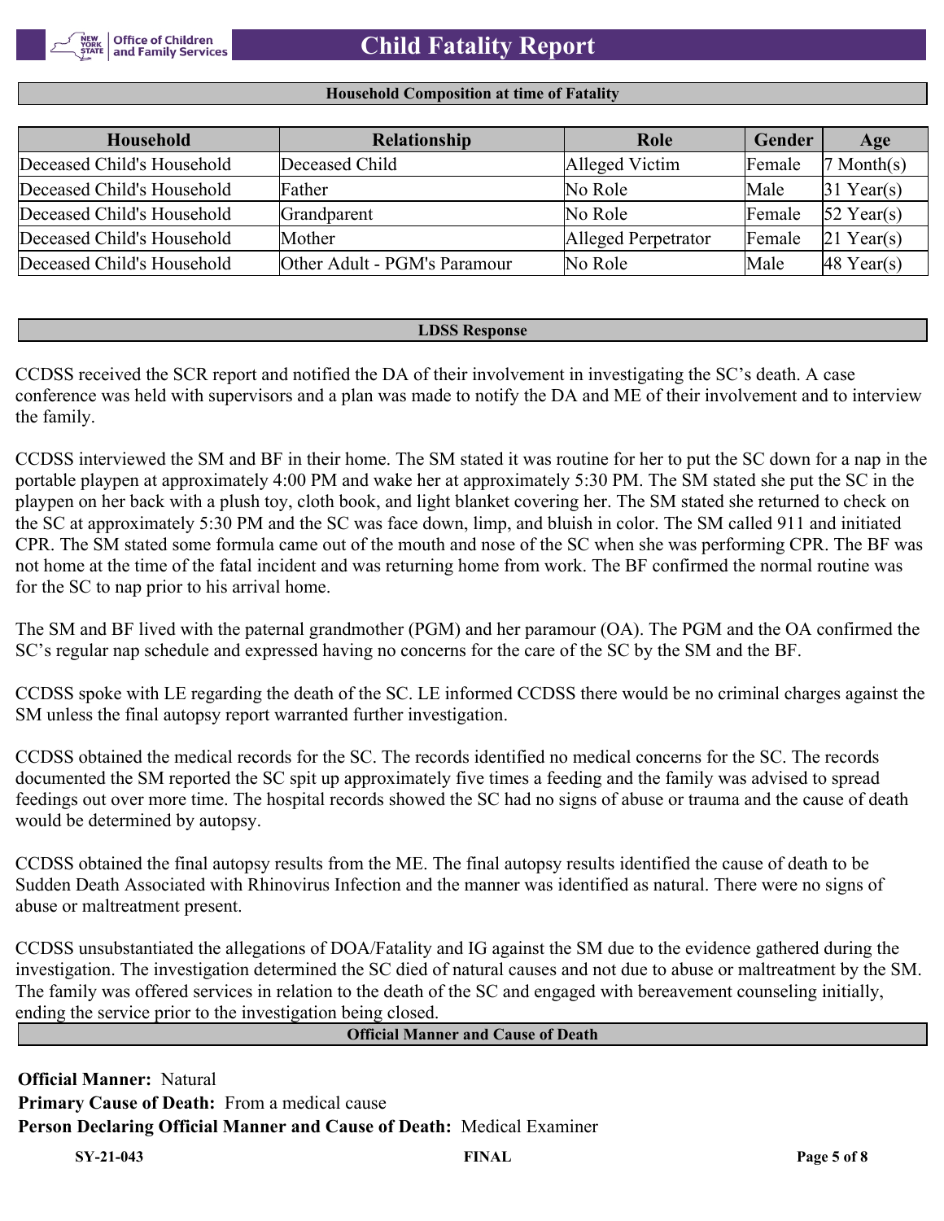## Household Composition at time of Fatality

| Household | Relationship | Role | Gender | Age |
|---|---|---|---|---|
| Deceased Child's Household | Deceased Child | Alleged Victim | Female | 7 Month(s) |
| Deceased Child's Household | Father | No Role | Male | 31 Year(s) |
| Deceased Child's Household | Grandparent | No Role | Female | 52 Year(s) |
| Deceased Child's Household | Mother | Alleged Perpetrator | Female | 21 Year(s) |
| Deceased Child's Household | Other Adult - PGM's Paramour | No Role | Male | 48 Year(s) |

## LDSS Response

CCDSS received the SCR report and notified the DA of their involvement in investigating the SC's death. A case conference was held with supervisors and a plan was made to notify the DA and ME of their involvement and to interview the family.

CCDSS interviewed the SM and BF in their home. The SM stated it was routine for her to put the SC down for a nap in the portable playpen at approximately 4:00 PM and wake her at approximately 5:30 PM. The SM stated she put the SC in the playpen on her back with a plush toy, cloth book, and light blanket covering her. The SM stated she returned to check on the SC at approximately 5:30 PM and the SC was face down, limp, and bluish in color. The SM called 911 and initiated CPR. The SM stated some formula came out of the mouth and nose of the SC when she was performing CPR. The BF was not home at the time of the fatal incident and was returning home from work. The BF confirmed the normal routine was for the SC to nap prior to his arrival home.

The SM and BF lived with the paternal grandmother (PGM) and her paramour (OA). The PGM and the OA confirmed the SC's regular nap schedule and expressed having no concerns for the care of the SC by the SM and the BF.

CCDSS spoke with LE regarding the death of the SC. LE informed CCDSS there would be no criminal charges against the SM unless the final autopsy report warranted further investigation.

CCDSS obtained the medical records for the SC. The records identified no medical concerns for the SC. The records documented the SM reported the SC spit up approximately five times a feeding and the family was advised to spread feedings out over more time. The hospital records showed the SC had no signs of abuse or trauma and the cause of death would be determined by autopsy.

CCDSS obtained the final autopsy results from the ME. The final autopsy results identified the cause of death to be Sudden Death Associated with Rhinovirus Infection and the manner was identified as natural. There were no signs of abuse or maltreatment present.

CCDSS unsubstantiated the allegations of DOA/Fatality and IG against the SM due to the evidence gathered during the investigation. The investigation determined the SC died of natural causes and not due to abuse or maltreatment by the SM. The family was offered services in relation to the death of the SC and engaged with bereavement counseling initially, ending the service prior to the investigation being closed.

## Official Manner and Cause of Death

**Official Manner:** Natural

**Primary Cause of Death:** From a medical cause

**Person Declaring Official Manner and Cause of Death:** Medical Examiner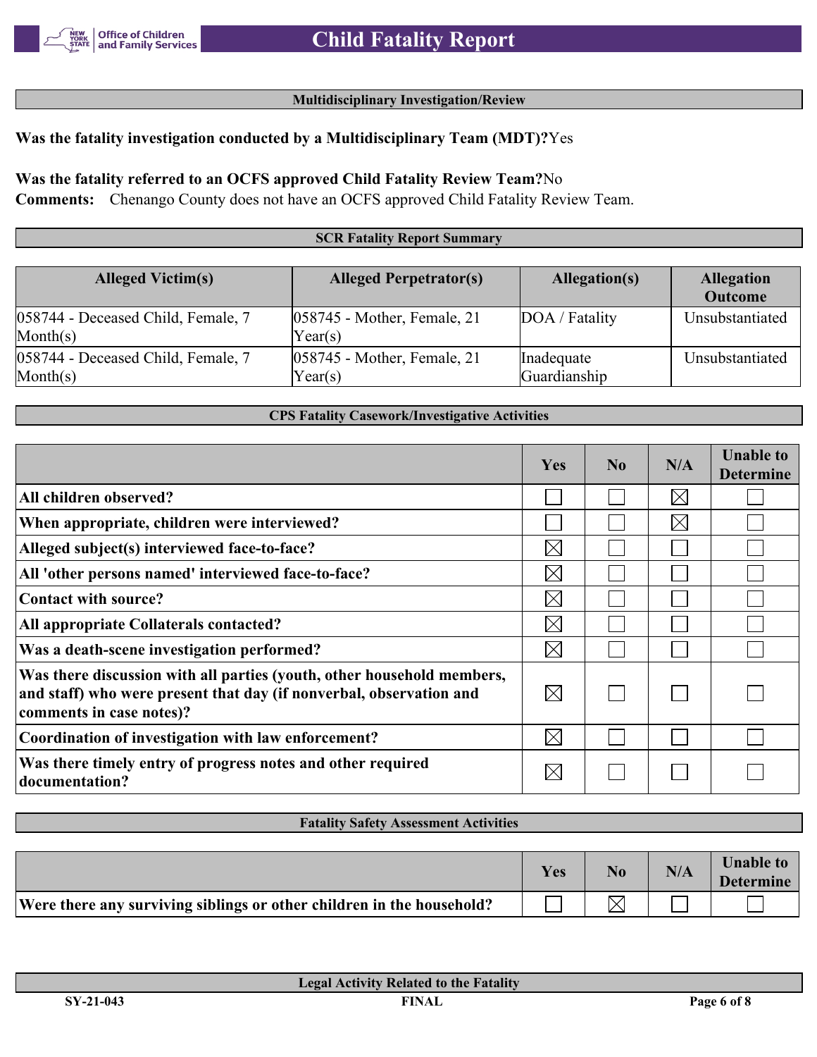## Multidisciplinary Investigation/Review

**Was the fatality investigation conducted by a Multidisciplinary Team (MDT)?** Yes

**Was the fatality referred to an OCFS approved Child Fatality Review Team?** No

**Comments:** Chenango County does not have an OCFS approved Child Fatality Review Team.

## SCR Fatality Report Summary

| Alleged Victim(s) | Alleged Perpetrator(s) | Allegation(s) | Allegation Outcome |
|---|---|---|---|
| 058744 - Deceased Child, Female, 7 Month(s) | 058745 - Mother, Female, 21 Year(s) | DOA / Fatality | Unsubstantiated |
| 058744 - Deceased Child, Female, 7 Month(s) | 058745 - Mother, Female, 21 Year(s) | Inadequate Guardianship | Unsubstantiated |

## CPS Fatality Casework/Investigative Activities

| | Yes | No | N/A | Unable to Determine |
|---|---|---|---|---|
| **All children observed?** | ☐ | ☐ | ☒ | ☐ |
| **When appropriate, children were interviewed?** | ☐ | ☐ | ☒ | ☐ |
| **Alleged subject(s) interviewed face-to-face?** | ☒ | ☐ | ☐ | ☐ |
| **All 'other persons named' interviewed face-to-face?** | ☒ | ☐ | ☐ | ☐ |
| **Contact with source?** | ☒ | ☐ | ☐ | ☐ |
| **All appropriate Collaterals contacted?** | ☒ | ☐ | ☐ | ☐ |
| **Was a death-scene investigation performed?** | ☒ | ☐ | ☐ | ☐ |
| **Was there discussion with all parties (youth, other household members, and staff) who were present that day (if nonverbal, observation and comments in case notes)?** | ☒ | ☐ | ☐ | ☐ |
| **Coordination of investigation with law enforcement?** | ☒ | ☐ | ☐ | ☐ |
| **Was there timely entry of progress notes and other required documentation?** | ☒ | ☐ | ☐ | ☐ |

## Fatality Safety Assessment Activities

| | Yes | No | N/A | Unable to Determine |
|---|---|---|---|---|
| **Were there any surviving siblings or other children in the household?** | ☐ | ☒ | ☐ | ☐ |

## Legal Activity Related to the Fatality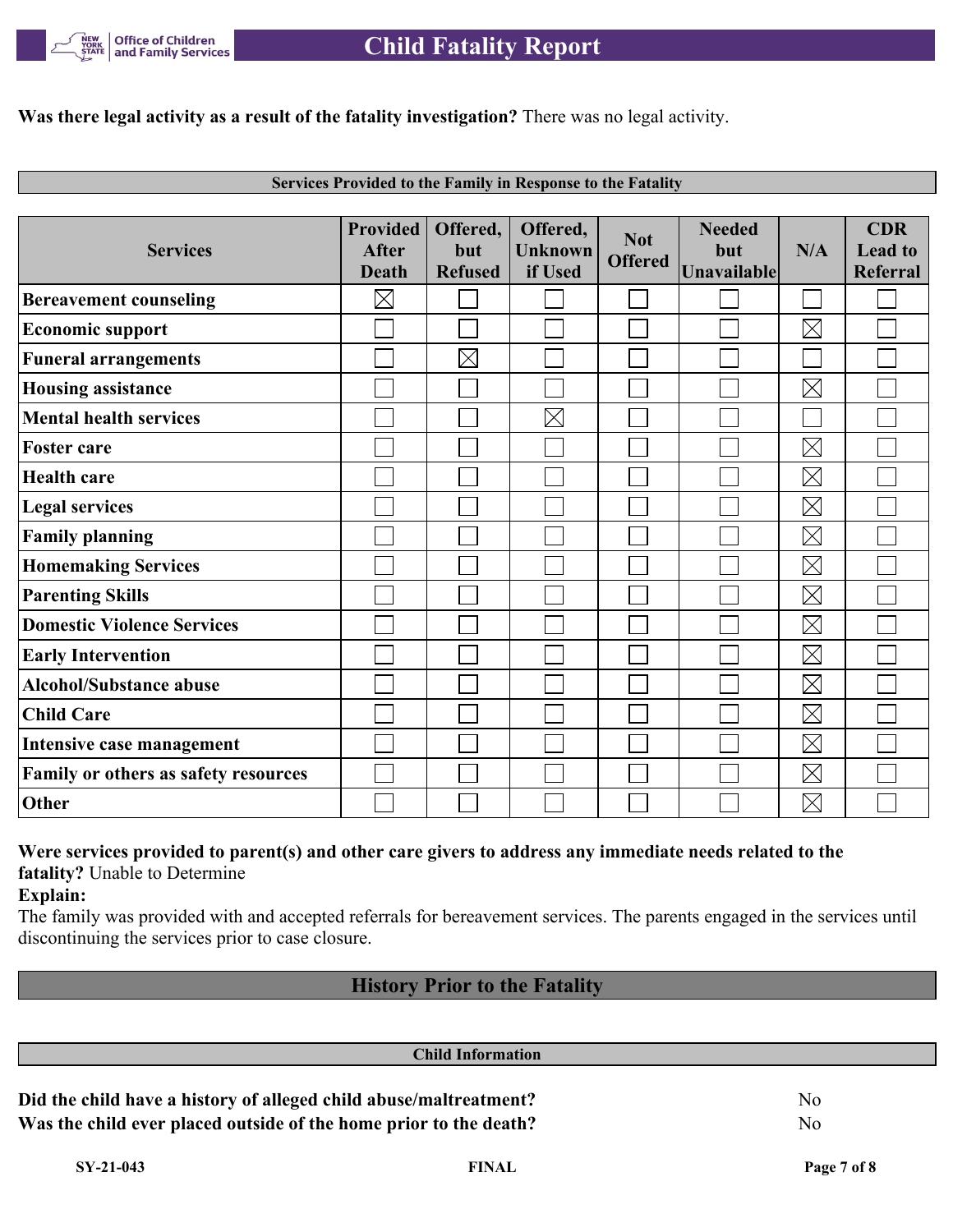**Was there legal activity as a result of the fatality investigation?** There was no legal activity.

### Services Provided to the Family in Response to the Fatality

| Services | Provided After Death | Offered, but Refused | Offered, Unknown if Used | Not Offered | Needed but Unavailable | N/A | CDR Lead to Referral |
|---|---|---|---|---|---|---|---|
| Bereavement counseling | ☒ | ☐ | ☐ | ☐ | ☐ | ☐ | ☐ |
| Economic support | ☐ | ☐ | ☐ | ☐ | ☐ | ☒ | ☐ |
| Funeral arrangements | ☐ | ☒ | ☐ | ☐ | ☐ | ☐ | ☐ |
| Housing assistance | ☐ | ☐ | ☐ | ☐ | ☐ | ☒ | ☐ |
| Mental health services | ☐ | ☐ | ☒ | ☐ | ☐ | ☐ | ☐ |
| Foster care | ☐ | ☐ | ☐ | ☐ | ☐ | ☒ | ☐ |
| Health care | ☐ | ☐ | ☐ | ☐ | ☐ | ☒ | ☐ |
| Legal services | ☐ | ☐ | ☐ | ☐ | ☐ | ☒ | ☐ |
| Family planning | ☐ | ☐ | ☐ | ☐ | ☐ | ☒ | ☐ |
| Homemaking Services | ☐ | ☐ | ☐ | ☐ | ☐ | ☒ | ☐ |
| Parenting Skills | ☐ | ☐ | ☐ | ☐ | ☐ | ☒ | ☐ |
| Domestic Violence Services | ☐ | ☐ | ☐ | ☐ | ☐ | ☒ | ☐ |
| Early Intervention | ☐ | ☐ | ☐ | ☐ | ☐ | ☒ | ☐ |
| Alcohol/Substance abuse | ☐ | ☐ | ☐ | ☐ | ☐ | ☒ | ☐ |
| Child Care | ☐ | ☐ | ☐ | ☐ | ☐ | ☒ | ☐ |
| Intensive case management | ☐ | ☐ | ☐ | ☐ | ☐ | ☒ | ☐ |
| Family or others as safety resources | ☐ | ☐ | ☐ | ☐ | ☐ | ☒ | ☐ |
| Other | ☐ | ☐ | ☐ | ☐ | ☐ | ☒ | ☐ |

**Were services provided to parent(s) and other care givers to address any immediate needs related to the fatality?** Unable to Determine

**Explain:**

The family was provided with and accepted referrals for bereavement services. The parents engaged in the services until discontinuing the services prior to case closure.

## History Prior to the Fatality

### Child Information

**Did the child have a history of alleged child abuse/maltreatment?** No

**Was the child ever placed outside of the home prior to the death?** No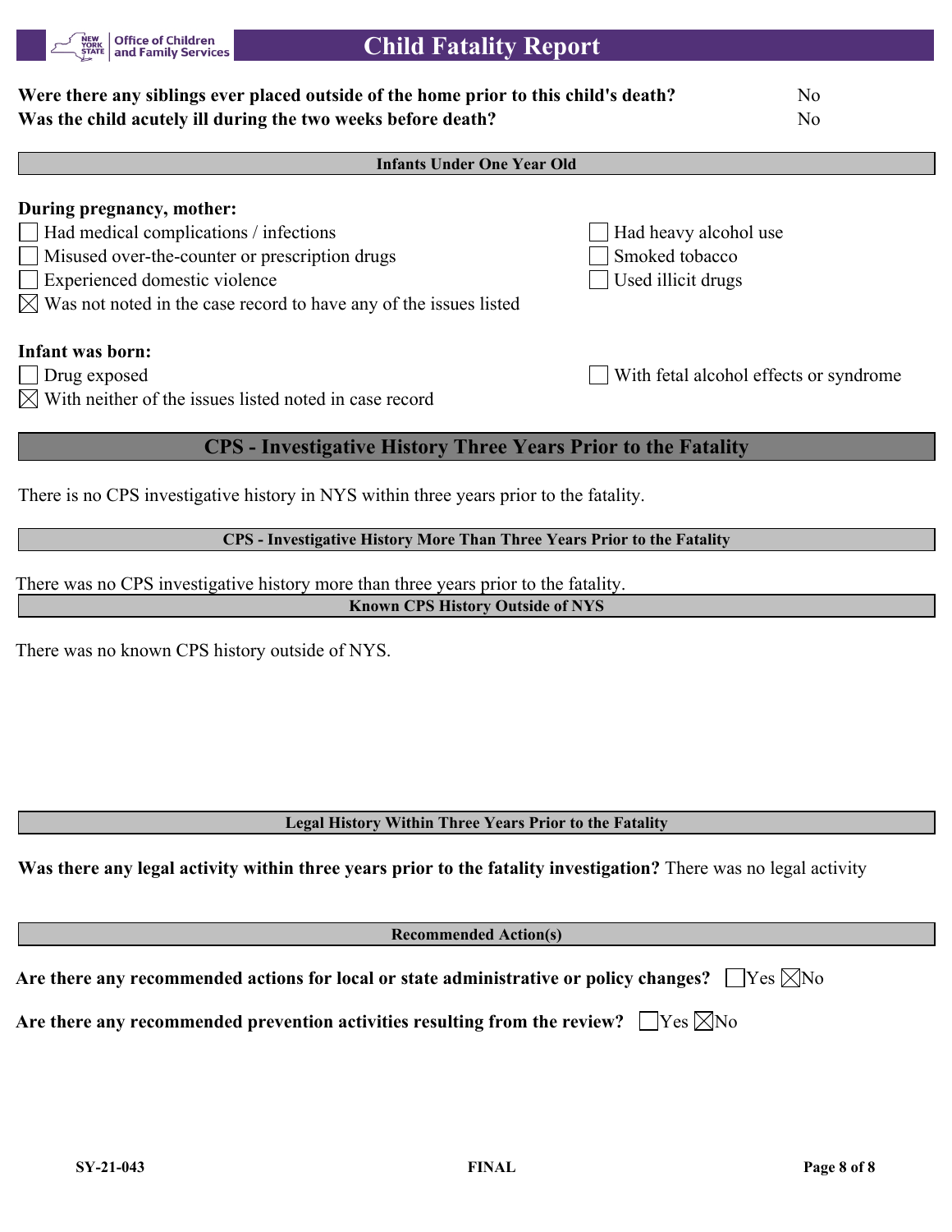**Were there any siblings ever placed outside of the home prior to this child's death?** No

**Was the child acutely ill during the two weeks before death?** No

### Infants Under One Year Old

**During pregnancy, mother:**

- ☐ Had medical complications / infections
- ☐ Misused over-the-counter or prescription drugs
- ☐ Experienced domestic violence
- ☒ Was not noted in the case record to have any of the issues listed
- ☐ Had heavy alcohol use
- ☐ Smoked tobacco
- ☐ Used illicit drugs

**Infant was born:**

- ☐ Drug exposed
- ☒ With neither of the issues listed noted in case record
- ☐ With fetal alcohol effects or syndrome

## CPS - Investigative History Three Years Prior to the Fatality

There is no CPS investigative history in NYS within three years prior to the fatality.

### CPS - Investigative History More Than Three Years Prior to the Fatality

There was no CPS investigative history more than three years prior to the fatality.

### Known CPS History Outside of NYS

There was no known CPS history outside of NYS.

### Legal History Within Three Years Prior to the Fatality

**Was there any legal activity within three years prior to the fatality investigation?** There was no legal activity

### Recommended Action(s)

**Are there any recommended actions for local or state administrative or policy changes?** ☐Yes ☒No

**Are there any recommended prevention activities resulting from the review?** ☐Yes ☒No